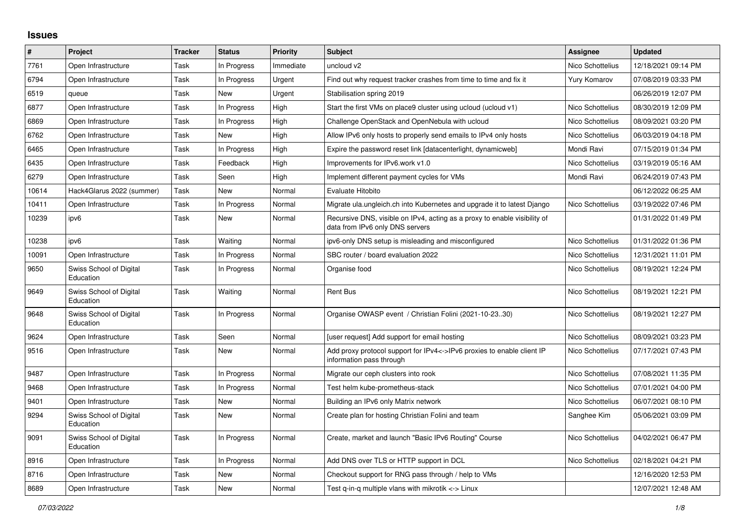## Issues

| # | Project | Tracker | Status | Priority | Subject | Assignee | Updated |
|---|---|---|---|---|---|---|---|
| 7761 | Open Infrastructure | Task | In Progress | Immediate | uncloud v2 | Nico Schottelius | 12/18/2021 09:14 PM |
| 6794 | Open Infrastructure | Task | In Progress | Urgent | Find out why request tracker crashes from time to time and fix it | Yury Komarov | 07/08/2019 03:33 PM |
| 6519 | queue | Task | New | Urgent | Stabilisation spring 2019 | | 06/26/2019 12:07 PM |
| 6877 | Open Infrastructure | Task | In Progress | High | Start the first VMs on place9 cluster using ucloud (ucloud v1) | Nico Schottelius | 08/30/2019 12:09 PM |
| 6869 | Open Infrastructure | Task | In Progress | High | Challenge OpenStack and OpenNebula with ucloud | Nico Schottelius | 08/09/2021 03:20 PM |
| 6762 | Open Infrastructure | Task | New | High | Allow IPv6 only hosts to properly send emails to IPv4 only hosts | Nico Schottelius | 06/03/2019 04:18 PM |
| 6465 | Open Infrastructure | Task | In Progress | High | Expire the password reset link [datacenterlight, dynamicweb] | Mondi Ravi | 07/15/2019 01:34 PM |
| 6435 | Open Infrastructure | Task | Feedback | High | Improvements for IPv6.work v1.0 | Nico Schottelius | 03/19/2019 05:16 AM |
| 6279 | Open Infrastructure | Task | Seen | High | Implement different payment cycles for VMs | Mondi Ravi | 06/24/2019 07:43 PM |
| 10614 | Hack4Glarus 2022 (summer) | Task | New | Normal | Evaluate Hitobito | | 06/12/2022 06:25 AM |
| 10411 | Open Infrastructure | Task | In Progress | Normal | Migrate ula.ungleich.ch into Kubernetes and upgrade it to latest Django | Nico Schottelius | 03/19/2022 07:46 PM |
| 10239 | ipv6 | Task | New | Normal | Recursive DNS, visible on IPv4, acting as a proxy to enable visibility of data from IPv6 only DNS servers | | 01/31/2022 01:49 PM |
| 10238 | ipv6 | Task | Waiting | Normal | ipv6-only DNS setup is misleading and misconfigured | Nico Schottelius | 01/31/2022 01:36 PM |
| 10091 | Open Infrastructure | Task | In Progress | Normal | SBC router / board evaluation 2022 | Nico Schottelius | 12/31/2021 11:01 PM |
| 9650 | Swiss School of Digital Education | Task | In Progress | Normal | Organise food | Nico Schottelius | 08/19/2021 12:24 PM |
| 9649 | Swiss School of Digital Education | Task | Waiting | Normal | Rent Bus | Nico Schottelius | 08/19/2021 12:21 PM |
| 9648 | Swiss School of Digital Education | Task | In Progress | Normal | Organise OWASP event / Christian Folini (2021-10-23..30) | Nico Schottelius | 08/19/2021 12:27 PM |
| 9624 | Open Infrastructure | Task | Seen | Normal | [user request] Add support for email hosting | Nico Schottelius | 08/09/2021 03:23 PM |
| 9516 | Open Infrastructure | Task | New | Normal | Add proxy protocol support for IPv4<->IPv6 proxies to enable client IP information pass through | Nico Schottelius | 07/17/2021 07:43 PM |
| 9487 | Open Infrastructure | Task | In Progress | Normal | Migrate our ceph clusters into rook | Nico Schottelius | 07/08/2021 11:35 PM |
| 9468 | Open Infrastructure | Task | In Progress | Normal | Test helm kube-prometheus-stack | Nico Schottelius | 07/01/2021 04:00 PM |
| 9401 | Open Infrastructure | Task | New | Normal | Building an IPv6 only Matrix network | Nico Schottelius | 06/07/2021 08:10 PM |
| 9294 | Swiss School of Digital Education | Task | New | Normal | Create plan for hosting Christian Folini and team | Sanghee Kim | 05/06/2021 03:09 PM |
| 9091 | Swiss School of Digital Education | Task | In Progress | Normal | Create, market and launch "Basic IPv6 Routing" Course | Nico Schottelius | 04/02/2021 06:47 PM |
| 8916 | Open Infrastructure | Task | In Progress | Normal | Add DNS over TLS or HTTP support in DCL | Nico Schottelius | 02/18/2021 04:21 PM |
| 8716 | Open Infrastructure | Task | New | Normal | Checkout support for RNG pass through / help to VMs | | 12/16/2020 12:53 PM |
| 8689 | Open Infrastructure | Task | New | Normal | Test q-in-q multiple vlans with mikrotik <-> Linux | | 12/07/2021 12:48 AM |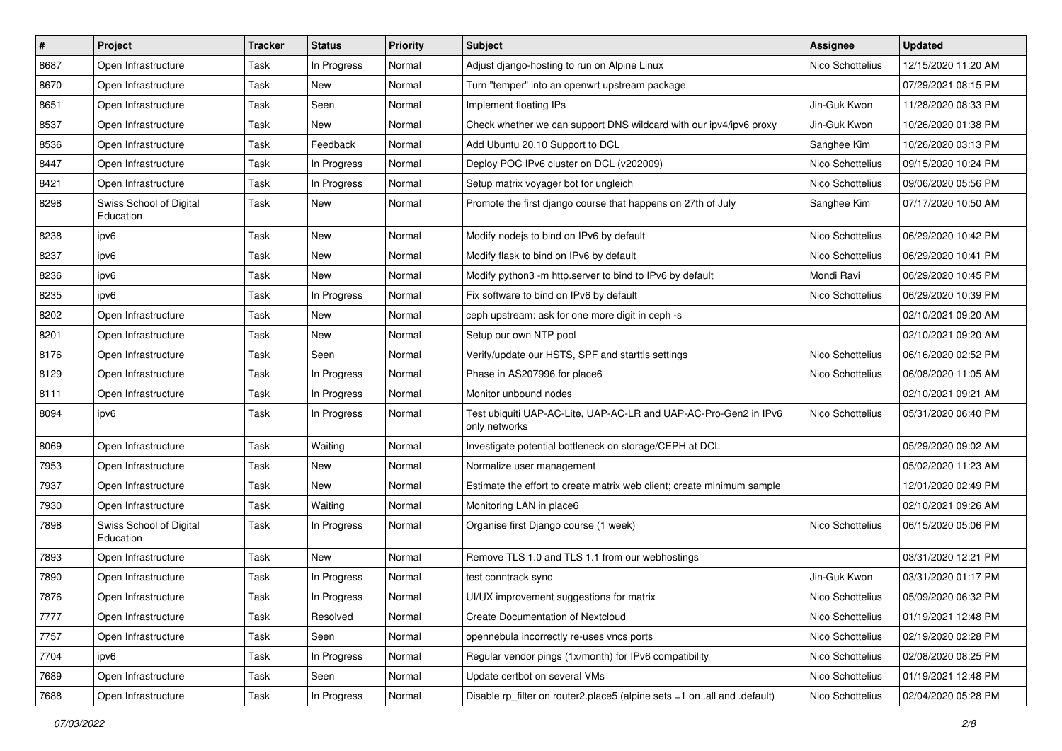| # | Project | Tracker | Status | Priority | Subject | Assignee | Updated |
|---|---|---|---|---|---|---|---|
| 8687 | Open Infrastructure | Task | In Progress | Normal | Adjust django-hosting to run on Alpine Linux | Nico Schottelius | 12/15/2020 11:20 AM |
| 8670 | Open Infrastructure | Task | New | Normal | Turn "temper" into an openwrt upstream package | | 07/29/2021 08:15 PM |
| 8651 | Open Infrastructure | Task | Seen | Normal | Implement floating IPs | Jin-Guk Kwon | 11/28/2020 08:33 PM |
| 8537 | Open Infrastructure | Task | New | Normal | Check whether we can support DNS wildcard with our ipv4/ipv6 proxy | Jin-Guk Kwon | 10/26/2020 01:38 PM |
| 8536 | Open Infrastructure | Task | Feedback | Normal | Add Ubuntu 20.10 Support to DCL | Sanghee Kim | 10/26/2020 03:13 PM |
| 8447 | Open Infrastructure | Task | In Progress | Normal | Deploy POC IPv6 cluster on DCL (v202009) | Nico Schottelius | 09/15/2020 10:24 PM |
| 8421 | Open Infrastructure | Task | In Progress | Normal | Setup matrix voyager bot for ungleich | Nico Schottelius | 09/06/2020 05:56 PM |
| 8298 | Swiss School of Digital Education | Task | New | Normal | Promote the first django course that happens on 27th of July | Sanghee Kim | 07/17/2020 10:50 AM |
| 8238 | ipv6 | Task | New | Normal | Modify nodejs to bind on IPv6 by default | Nico Schottelius | 06/29/2020 10:42 PM |
| 8237 | ipv6 | Task | New | Normal | Modify flask to bind on IPv6 by default | Nico Schottelius | 06/29/2020 10:41 PM |
| 8236 | ipv6 | Task | New | Normal | Modify python3 -m http.server to bind to IPv6 by default | Mondi Ravi | 06/29/2020 10:45 PM |
| 8235 | ipv6 | Task | In Progress | Normal | Fix software to bind on IPv6 by default | Nico Schottelius | 06/29/2020 10:39 PM |
| 8202 | Open Infrastructure | Task | New | Normal | ceph upstream: ask for one more digit in ceph -s | | 02/10/2021 09:20 AM |
| 8201 | Open Infrastructure | Task | New | Normal | Setup our own NTP pool | | 02/10/2021 09:20 AM |
| 8176 | Open Infrastructure | Task | Seen | Normal | Verify/update our HSTS, SPF and starttls settings | Nico Schottelius | 06/16/2020 02:52 PM |
| 8129 | Open Infrastructure | Task | In Progress | Normal | Phase in AS207996 for place6 | Nico Schottelius | 06/08/2020 11:05 AM |
| 8111 | Open Infrastructure | Task | In Progress | Normal | Monitor unbound nodes | | 02/10/2021 09:21 AM |
| 8094 | ipv6 | Task | In Progress | Normal | Test ubiquiti UAP-AC-Lite, UAP-AC-LR and UAP-AC-Pro-Gen2 in IPv6 only networks | Nico Schottelius | 05/31/2020 06:40 PM |
| 8069 | Open Infrastructure | Task | Waiting | Normal | Investigate potential bottleneck on storage/CEPH at DCL | | 05/29/2020 09:02 AM |
| 7953 | Open Infrastructure | Task | New | Normal | Normalize user management | | 05/02/2020 11:23 AM |
| 7937 | Open Infrastructure | Task | New | Normal | Estimate the effort to create matrix web client; create minimum sample | | 12/01/2020 02:49 PM |
| 7930 | Open Infrastructure | Task | Waiting | Normal | Monitoring LAN in place6 | | 02/10/2021 09:26 AM |
| 7898 | Swiss School of Digital Education | Task | In Progress | Normal | Organise first Django course (1 week) | Nico Schottelius | 06/15/2020 05:06 PM |
| 7893 | Open Infrastructure | Task | New | Normal | Remove TLS 1.0 and TLS 1.1 from our webhostings | | 03/31/2020 12:21 PM |
| 7890 | Open Infrastructure | Task | In Progress | Normal | test conntrack sync | Jin-Guk Kwon | 03/31/2020 01:17 PM |
| 7876 | Open Infrastructure | Task | In Progress | Normal | UI/UX improvement suggestions for matrix | Nico Schottelius | 05/09/2020 06:32 PM |
| 7777 | Open Infrastructure | Task | Resolved | Normal | Create Documentation of Nextcloud | Nico Schottelius | 01/19/2021 12:48 PM |
| 7757 | Open Infrastructure | Task | Seen | Normal | opennebula incorrectly re-uses vncs ports | Nico Schottelius | 02/19/2020 02:28 PM |
| 7704 | ipv6 | Task | In Progress | Normal | Regular vendor pings (1x/month) for IPv6 compatibility | Nico Schottelius | 02/08/2020 08:25 PM |
| 7689 | Open Infrastructure | Task | Seen | Normal | Update certbot on several VMs | Nico Schottelius | 01/19/2021 12:48 PM |
| 7688 | Open Infrastructure | Task | In Progress | Normal | Disable rp_filter on router2.place5 (alpine sets =1 on .all and .default) | Nico Schottelius | 02/04/2020 05:28 PM |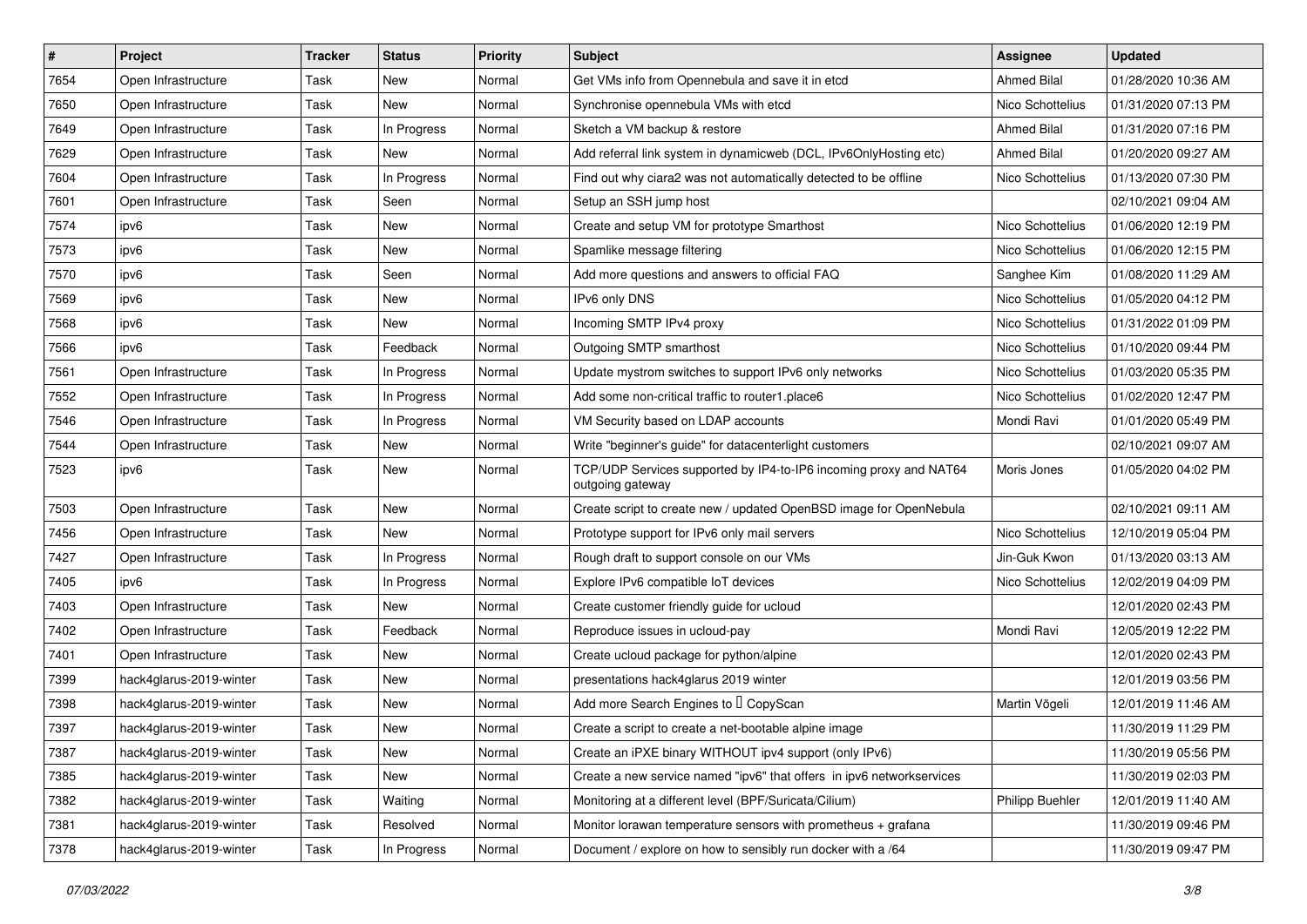| # | Project | Tracker | Status | Priority | Subject | Assignee | Updated |
| --- | --- | --- | --- | --- | --- | --- | --- |
| 7654 | Open Infrastructure | Task | New | Normal | Get VMs info from Opennebula and save it in etcd | Ahmed Bilal | 01/28/2020 10:36 AM |
| 7650 | Open Infrastructure | Task | New | Normal | Synchronise opennebula VMs with etcd | Nico Schottelius | 01/31/2020 07:13 PM |
| 7649 | Open Infrastructure | Task | In Progress | Normal | Sketch a VM backup & restore | Ahmed Bilal | 01/31/2020 07:16 PM |
| 7629 | Open Infrastructure | Task | New | Normal | Add referral link system in dynamicweb (DCL, IPv6OnlyHosting etc) | Ahmed Bilal | 01/20/2020 09:27 AM |
| 7604 | Open Infrastructure | Task | In Progress | Normal | Find out why ciara2 was not automatically detected to be offline | Nico Schottelius | 01/13/2020 07:30 PM |
| 7601 | Open Infrastructure | Task | Seen | Normal | Setup an SSH jump host | | 02/10/2021 09:04 AM |
| 7574 | ipv6 | Task | New | Normal | Create and setup VM for prototype Smarthost | Nico Schottelius | 01/06/2020 12:19 PM |
| 7573 | ipv6 | Task | New | Normal | Spamlike message filtering | Nico Schottelius | 01/06/2020 12:15 PM |
| 7570 | ipv6 | Task | Seen | Normal | Add more questions and answers to official FAQ | Sanghee Kim | 01/08/2020 11:29 AM |
| 7569 | ipv6 | Task | New | Normal | IPv6 only DNS | Nico Schottelius | 01/05/2020 04:12 PM |
| 7568 | ipv6 | Task | New | Normal | Incoming SMTP IPv4 proxy | Nico Schottelius | 01/31/2022 01:09 PM |
| 7566 | ipv6 | Task | Feedback | Normal | Outgoing SMTP smarthost | Nico Schottelius | 01/10/2020 09:44 PM |
| 7561 | Open Infrastructure | Task | In Progress | Normal | Update mystrom switches to support IPv6 only networks | Nico Schottelius | 01/03/2020 05:35 PM |
| 7552 | Open Infrastructure | Task | In Progress | Normal | Add some non-critical traffic to router1.place6 | Nico Schottelius | 01/02/2020 12:47 PM |
| 7546 | Open Infrastructure | Task | In Progress | Normal | VM Security based on LDAP accounts | Mondi Ravi | 01/01/2020 05:49 PM |
| 7544 | Open Infrastructure | Task | New | Normal | Write "beginner's guide" for datacenterlight customers | | 02/10/2021 09:07 AM |
| 7523 | ipv6 | Task | New | Normal | TCP/UDP Services supported by IP4-to-IP6 incoming proxy and NAT64 outgoing gateway | Moris Jones | 01/05/2020 04:02 PM |
| 7503 | Open Infrastructure | Task | New | Normal | Create script to create new / updated OpenBSD image for OpenNebula | | 02/10/2021 09:11 AM |
| 7456 | Open Infrastructure | Task | New | Normal | Prototype support for IPv6 only mail servers | Nico Schottelius | 12/10/2019 05:04 PM |
| 7427 | Open Infrastructure | Task | In Progress | Normal | Rough draft to support console on our VMs | Jin-Guk Kwon | 01/13/2020 03:13 AM |
| 7405 | ipv6 | Task | In Progress | Normal | Explore IPv6 compatible IoT devices | Nico Schottelius | 12/02/2019 04:09 PM |
| 7403 | Open Infrastructure | Task | New | Normal | Create customer friendly guide for ucloud | | 12/01/2020 02:43 PM |
| 7402 | Open Infrastructure | Task | Feedback | Normal | Reproduce issues in ucloud-pay | Mondi Ravi | 12/05/2019 12:22 PM |
| 7401 | Open Infrastructure | Task | New | Normal | Create ucloud package for python/alpine | | 12/01/2020 02:43 PM |
| 7399 | hack4glarus-2019-winter | Task | New | Normal | presentations hack4glarus 2019 winter | | 12/01/2019 03:56 PM |
| 7398 | hack4glarus-2019-winter | Task | New | Normal | Add more Search Engines to  CopyScan | Martin Vögeli | 12/01/2019 11:46 AM |
| 7397 | hack4glarus-2019-winter | Task | New | Normal | Create a script to create a net-bootable alpine image | | 11/30/2019 11:29 PM |
| 7387 | hack4glarus-2019-winter | Task | New | Normal | Create an iPXE binary WITHOUT ipv4 support (only IPv6) | | 11/30/2019 05:56 PM |
| 7385 | hack4glarus-2019-winter | Task | New | Normal | Create a new service named "ipv6" that offers in ipv6 networkservices | | 11/30/2019 02:03 PM |
| 7382 | hack4glarus-2019-winter | Task | Waiting | Normal | Monitoring at a different level (BPF/Suricata/Cilium) | Philipp Buehler | 12/01/2019 11:40 AM |
| 7381 | hack4glarus-2019-winter | Task | Resolved | Normal | Monitor lorawan temperature sensors with prometheus + grafana | | 11/30/2019 09:46 PM |
| 7378 | hack4glarus-2019-winter | Task | In Progress | Normal | Document / explore on how to sensibly run docker with a /64 | | 11/30/2019 09:47 PM |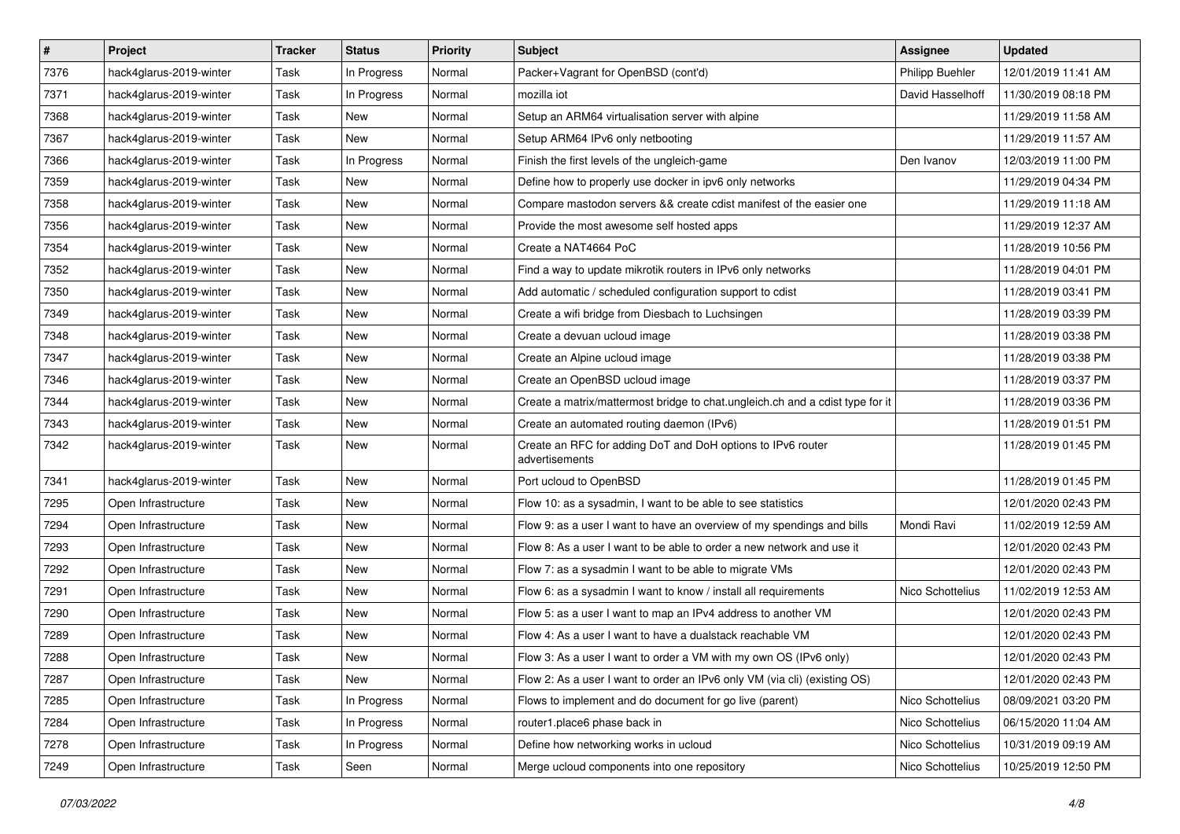| # | Project | Tracker | Status | Priority | Subject | Assignee | Updated |
|---|---|---|---|---|---|---|---|
| 7376 | hack4glarus-2019-winter | Task | In Progress | Normal | Packer+Vagrant for OpenBSD (cont'd) | Philipp Buehler | 12/01/2019 11:41 AM |
| 7371 | hack4glarus-2019-winter | Task | In Progress | Normal | mozilla iot | David Hasselhoff | 11/30/2019 08:18 PM |
| 7368 | hack4glarus-2019-winter | Task | New | Normal | Setup an ARM64 virtualisation server with alpine | | 11/29/2019 11:58 AM |
| 7367 | hack4glarus-2019-winter | Task | New | Normal | Setup ARM64 IPv6 only netbooting | | 11/29/2019 11:57 AM |
| 7366 | hack4glarus-2019-winter | Task | In Progress | Normal | Finish the first levels of the ungleich-game | Den Ivanov | 12/03/2019 11:00 PM |
| 7359 | hack4glarus-2019-winter | Task | New | Normal | Define how to properly use docker in ipv6 only networks | | 11/29/2019 04:34 PM |
| 7358 | hack4glarus-2019-winter | Task | New | Normal | Compare mastodon servers && create cdist manifest of the easier one | | 11/29/2019 11:18 AM |
| 7356 | hack4glarus-2019-winter | Task | New | Normal | Provide the most awesome self hosted apps | | 11/29/2019 12:37 AM |
| 7354 | hack4glarus-2019-winter | Task | New | Normal | Create a NAT4664 PoC | | 11/28/2019 10:56 PM |
| 7352 | hack4glarus-2019-winter | Task | New | Normal | Find a way to update mikrotik routers in IPv6 only networks | | 11/28/2019 04:01 PM |
| 7350 | hack4glarus-2019-winter | Task | New | Normal | Add automatic / scheduled configuration support to cdist | | 11/28/2019 03:41 PM |
| 7349 | hack4glarus-2019-winter | Task | New | Normal | Create a wifi bridge from Diesbach to Luchsingen | | 11/28/2019 03:39 PM |
| 7348 | hack4glarus-2019-winter | Task | New | Normal | Create a devuan ucloud image | | 11/28/2019 03:38 PM |
| 7347 | hack4glarus-2019-winter | Task | New | Normal | Create an Alpine ucloud image | | 11/28/2019 03:38 PM |
| 7346 | hack4glarus-2019-winter | Task | New | Normal | Create an OpenBSD ucloud image | | 11/28/2019 03:37 PM |
| 7344 | hack4glarus-2019-winter | Task | New | Normal | Create a matrix/mattermost bridge to chat.ungleich.ch and a cdist type for it | | 11/28/2019 03:36 PM |
| 7343 | hack4glarus-2019-winter | Task | New | Normal | Create an automated routing daemon (IPv6) | | 11/28/2019 01:51 PM |
| 7342 | hack4glarus-2019-winter | Task | New | Normal | Create an RFC for adding DoT and DoH options to IPv6 router advertisements | | 11/28/2019 01:45 PM |
| 7341 | hack4glarus-2019-winter | Task | New | Normal | Port ucloud to OpenBSD | | 11/28/2019 01:45 PM |
| 7295 | Open Infrastructure | Task | New | Normal | Flow 10: as a sysadmin, I want to be able to see statistics | | 12/01/2020 02:43 PM |
| 7294 | Open Infrastructure | Task | New | Normal | Flow 9: as a user I want to have an overview of my spendings and bills | Mondi Ravi | 11/02/2019 12:59 AM |
| 7293 | Open Infrastructure | Task | New | Normal | Flow 8: As a user I want to be able to order a new network and use it | | 12/01/2020 02:43 PM |
| 7292 | Open Infrastructure | Task | New | Normal | Flow 7: as a sysadmin I want to be able to migrate VMs | | 12/01/2020 02:43 PM |
| 7291 | Open Infrastructure | Task | New | Normal | Flow 6: as a sysadmin I want to know / install all requirements | Nico Schottelius | 11/02/2019 12:53 AM |
| 7290 | Open Infrastructure | Task | New | Normal | Flow 5: as a user I want to map an IPv4 address to another VM | | 12/01/2020 02:43 PM |
| 7289 | Open Infrastructure | Task | New | Normal | Flow 4: As a user I want to have a dualstack reachable VM | | 12/01/2020 02:43 PM |
| 7288 | Open Infrastructure | Task | New | Normal | Flow 3: As a user I want to order a VM with my own OS (IPv6 only) | | 12/01/2020 02:43 PM |
| 7287 | Open Infrastructure | Task | New | Normal | Flow 2: As a user I want to order an IPv6 only VM (via cli) (existing OS) | | 12/01/2020 02:43 PM |
| 7285 | Open Infrastructure | Task | In Progress | Normal | Flows to implement and do document for go live (parent) | Nico Schottelius | 08/09/2021 03:20 PM |
| 7284 | Open Infrastructure | Task | In Progress | Normal | router1.place6 phase back in | Nico Schottelius | 06/15/2020 11:04 AM |
| 7278 | Open Infrastructure | Task | In Progress | Normal | Define how networking works in ucloud | Nico Schottelius | 10/31/2019 09:19 AM |
| 7249 | Open Infrastructure | Task | Seen | Normal | Merge ucloud components into one repository | Nico Schottelius | 10/25/2019 12:50 PM |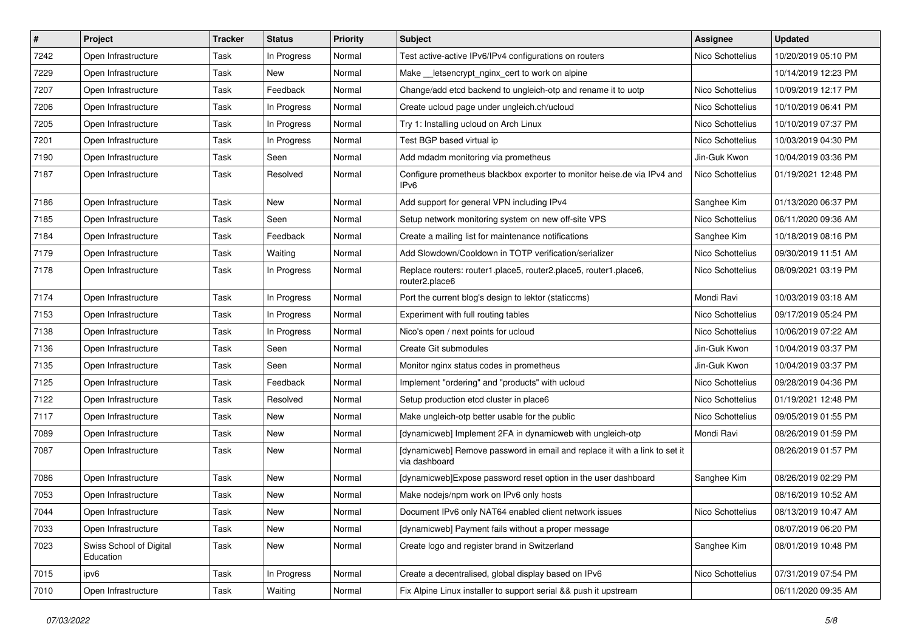| # | Project | Tracker | Status | Priority | Subject | Assignee | Updated |
|---|---|---|---|---|---|---|---|
| 7242 | Open Infrastructure | Task | In Progress | Normal | Test active-active IPv6/IPv4 configurations on routers | Nico Schottelius | 10/20/2019 05:10 PM |
| 7229 | Open Infrastructure | Task | New | Normal | Make __letsencrypt_nginx_cert to work on alpine | | 10/14/2019 12:23 PM |
| 7207 | Open Infrastructure | Task | Feedback | Normal | Change/add etcd backend to ungleich-otp and rename it to uotp | Nico Schottelius | 10/09/2019 12:17 PM |
| 7206 | Open Infrastructure | Task | In Progress | Normal | Create ucloud page under ungleich.ch/ucloud | Nico Schottelius | 10/10/2019 06:41 PM |
| 7205 | Open Infrastructure | Task | In Progress | Normal | Try 1: Installing ucloud on Arch Linux | Nico Schottelius | 10/10/2019 07:37 PM |
| 7201 | Open Infrastructure | Task | In Progress | Normal | Test BGP based virtual ip | Nico Schottelius | 10/03/2019 04:30 PM |
| 7190 | Open Infrastructure | Task | Seen | Normal | Add mdadm monitoring via prometheus | Jin-Guk Kwon | 10/04/2019 03:36 PM |
| 7187 | Open Infrastructure | Task | Resolved | Normal | Configure prometheus blackbox exporter to monitor heise.de via IPv4 and IPv6 | Nico Schottelius | 01/19/2021 12:48 PM |
| 7186 | Open Infrastructure | Task | New | Normal | Add support for general VPN including IPv4 | Sanghee Kim | 01/13/2020 06:37 PM |
| 7185 | Open Infrastructure | Task | Seen | Normal | Setup network monitoring system on new off-site VPS | Nico Schottelius | 06/11/2020 09:36 AM |
| 7184 | Open Infrastructure | Task | Feedback | Normal | Create a mailing list for maintenance notifications | Sanghee Kim | 10/18/2019 08:16 PM |
| 7179 | Open Infrastructure | Task | Waiting | Normal | Add Slowdown/Cooldown in TOTP verification/serializer | Nico Schottelius | 09/30/2019 11:51 AM |
| 7178 | Open Infrastructure | Task | In Progress | Normal | Replace routers: router1.place5, router2.place5, router1.place6, router2.place6 | Nico Schottelius | 08/09/2021 03:19 PM |
| 7174 | Open Infrastructure | Task | In Progress | Normal | Port the current blog's design to lektor (staticcms) | Mondi Ravi | 10/03/2019 03:18 AM |
| 7153 | Open Infrastructure | Task | In Progress | Normal | Experiment with full routing tables | Nico Schottelius | 09/17/2019 05:24 PM |
| 7138 | Open Infrastructure | Task | In Progress | Normal | Nico's open / next points for ucloud | Nico Schottelius | 10/06/2019 07:22 AM |
| 7136 | Open Infrastructure | Task | Seen | Normal | Create Git submodules | Jin-Guk Kwon | 10/04/2019 03:37 PM |
| 7135 | Open Infrastructure | Task | Seen | Normal | Monitor nginx status codes in prometheus | Jin-Guk Kwon | 10/04/2019 03:37 PM |
| 7125 | Open Infrastructure | Task | Feedback | Normal | Implement "ordering" and "products" with ucloud | Nico Schottelius | 09/28/2019 04:36 PM |
| 7122 | Open Infrastructure | Task | Resolved | Normal | Setup production etcd cluster in place6 | Nico Schottelius | 01/19/2021 12:48 PM |
| 7117 | Open Infrastructure | Task | New | Normal | Make ungleich-otp better usable for the public | Nico Schottelius | 09/05/2019 01:55 PM |
| 7089 | Open Infrastructure | Task | New | Normal | [dynamicweb] Implement 2FA in dynamicweb with ungleich-otp | Mondi Ravi | 08/26/2019 01:59 PM |
| 7087 | Open Infrastructure | Task | New | Normal | [dynamicweb] Remove password in email and replace it with a link to set it via dashboard | | 08/26/2019 01:57 PM |
| 7086 | Open Infrastructure | Task | New | Normal | [dynamicweb]Expose password reset option in the user dashboard | Sanghee Kim | 08/26/2019 02:29 PM |
| 7053 | Open Infrastructure | Task | New | Normal | Make nodejs/npm work on IPv6 only hosts | | 08/16/2019 10:52 AM |
| 7044 | Open Infrastructure | Task | New | Normal | Document IPv6 only NAT64 enabled client network issues | Nico Schottelius | 08/13/2019 10:47 AM |
| 7033 | Open Infrastructure | Task | New | Normal | [dynamicweb] Payment fails without a proper message | | 08/07/2019 06:20 PM |
| 7023 | Swiss School of Digital Education | Task | New | Normal | Create logo and register brand in Switzerland | Sanghee Kim | 08/01/2019 10:48 PM |
| 7015 | ipv6 | Task | In Progress | Normal | Create a decentralised, global display based on IPv6 | Nico Schottelius | 07/31/2019 07:54 PM |
| 7010 | Open Infrastructure | Task | Waiting | Normal | Fix Alpine Linux installer to support serial && push it upstream | | 06/11/2020 09:35 AM |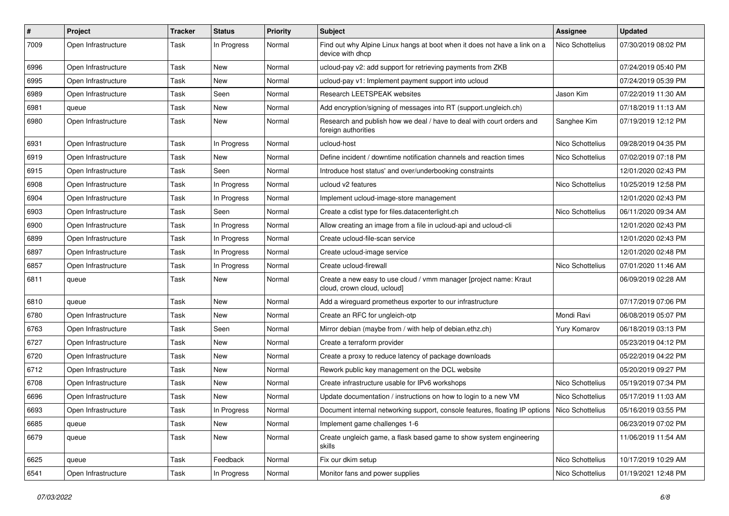| # | Project | Tracker | Status | Priority | Subject | Assignee | Updated |
|---|---|---|---|---|---|---|---|
| 7009 | Open Infrastructure | Task | In Progress | Normal | Find out why Alpine Linux hangs at boot when it does not have a link on a device with dhcp | Nico Schottelius | 07/30/2019 08:02 PM |
| 6996 | Open Infrastructure | Task | New | Normal | ucloud-pay v2: add support for retrieving payments from ZKB | | 07/24/2019 05:40 PM |
| 6995 | Open Infrastructure | Task | New | Normal | ucloud-pay v1: Implement payment support into ucloud | | 07/24/2019 05:39 PM |
| 6989 | Open Infrastructure | Task | Seen | Normal | Research LEETSPEAK websites | Jason Kim | 07/22/2019 11:30 AM |
| 6981 | queue | Task | New | Normal | Add encryption/signing of messages into RT (support.ungleich.ch) | | 07/18/2019 11:13 AM |
| 6980 | Open Infrastructure | Task | New | Normal | Research and publish how we deal / have to deal with court orders and foreign authorities | Sanghee Kim | 07/19/2019 12:12 PM |
| 6931 | Open Infrastructure | Task | In Progress | Normal | ucloud-host | Nico Schottelius | 09/28/2019 04:35 PM |
| 6919 | Open Infrastructure | Task | New | Normal | Define incident / downtime notification channels and reaction times | Nico Schottelius | 07/02/2019 07:18 PM |
| 6915 | Open Infrastructure | Task | Seen | Normal | Introduce host status' and over/underbooking constraints | | 12/01/2020 02:43 PM |
| 6908 | Open Infrastructure | Task | In Progress | Normal | ucloud v2 features | Nico Schottelius | 10/25/2019 12:58 PM |
| 6904 | Open Infrastructure | Task | In Progress | Normal | Implement ucloud-image-store management | | 12/01/2020 02:43 PM |
| 6903 | Open Infrastructure | Task | Seen | Normal | Create a cdist type for files.datacenterlight.ch | Nico Schottelius | 06/11/2020 09:34 AM |
| 6900 | Open Infrastructure | Task | In Progress | Normal | Allow creating an image from a file in ucloud-api and ucloud-cli | | 12/01/2020 02:43 PM |
| 6899 | Open Infrastructure | Task | In Progress | Normal | Create ucloud-file-scan service | | 12/01/2020 02:43 PM |
| 6897 | Open Infrastructure | Task | In Progress | Normal | Create ucloud-image service | | 12/01/2020 02:48 PM |
| 6857 | Open Infrastructure | Task | In Progress | Normal | Create ucloud-firewall | Nico Schottelius | 07/01/2020 11:46 AM |
| 6811 | queue | Task | New | Normal | Create a new easy to use cloud / vmm manager [project name: Kraut cloud, crown cloud, ucloud] | | 06/09/2019 02:28 AM |
| 6810 | queue | Task | New | Normal | Add a wireguard prometheus exporter to our infrastructure | | 07/17/2019 07:06 PM |
| 6780 | Open Infrastructure | Task | New | Normal | Create an RFC for ungleich-otp | Mondi Ravi | 06/08/2019 05:07 PM |
| 6763 | Open Infrastructure | Task | Seen | Normal | Mirror debian (maybe from / with help of debian.ethz.ch) | Yury Komarov | 06/18/2019 03:13 PM |
| 6727 | Open Infrastructure | Task | New | Normal | Create a terraform provider | | 05/23/2019 04:12 PM |
| 6720 | Open Infrastructure | Task | New | Normal | Create a proxy to reduce latency of package downloads | | 05/22/2019 04:22 PM |
| 6712 | Open Infrastructure | Task | New | Normal | Rework public key management on the DCL website | | 05/20/2019 09:27 PM |
| 6708 | Open Infrastructure | Task | New | Normal | Create infrastructure usable for IPv6 workshops | Nico Schottelius | 05/19/2019 07:34 PM |
| 6696 | Open Infrastructure | Task | New | Normal | Update documentation / instructions on how to login to a new VM | Nico Schottelius | 05/17/2019 11:03 AM |
| 6693 | Open Infrastructure | Task | In Progress | Normal | Document internal networking support, console features, floating IP options | Nico Schottelius | 05/16/2019 03:55 PM |
| 6685 | queue | Task | New | Normal | Implement game challenges 1-6 | | 06/23/2019 07:02 PM |
| 6679 | queue | Task | New | Normal | Create ungleich game, a flask based game to show system engineering skills | | 11/06/2019 11:54 AM |
| 6625 | queue | Task | Feedback | Normal | Fix our dkim setup | Nico Schottelius | 10/17/2019 10:29 AM |
| 6541 | Open Infrastructure | Task | In Progress | Normal | Monitor fans and power supplies | Nico Schottelius | 01/19/2021 12:48 PM |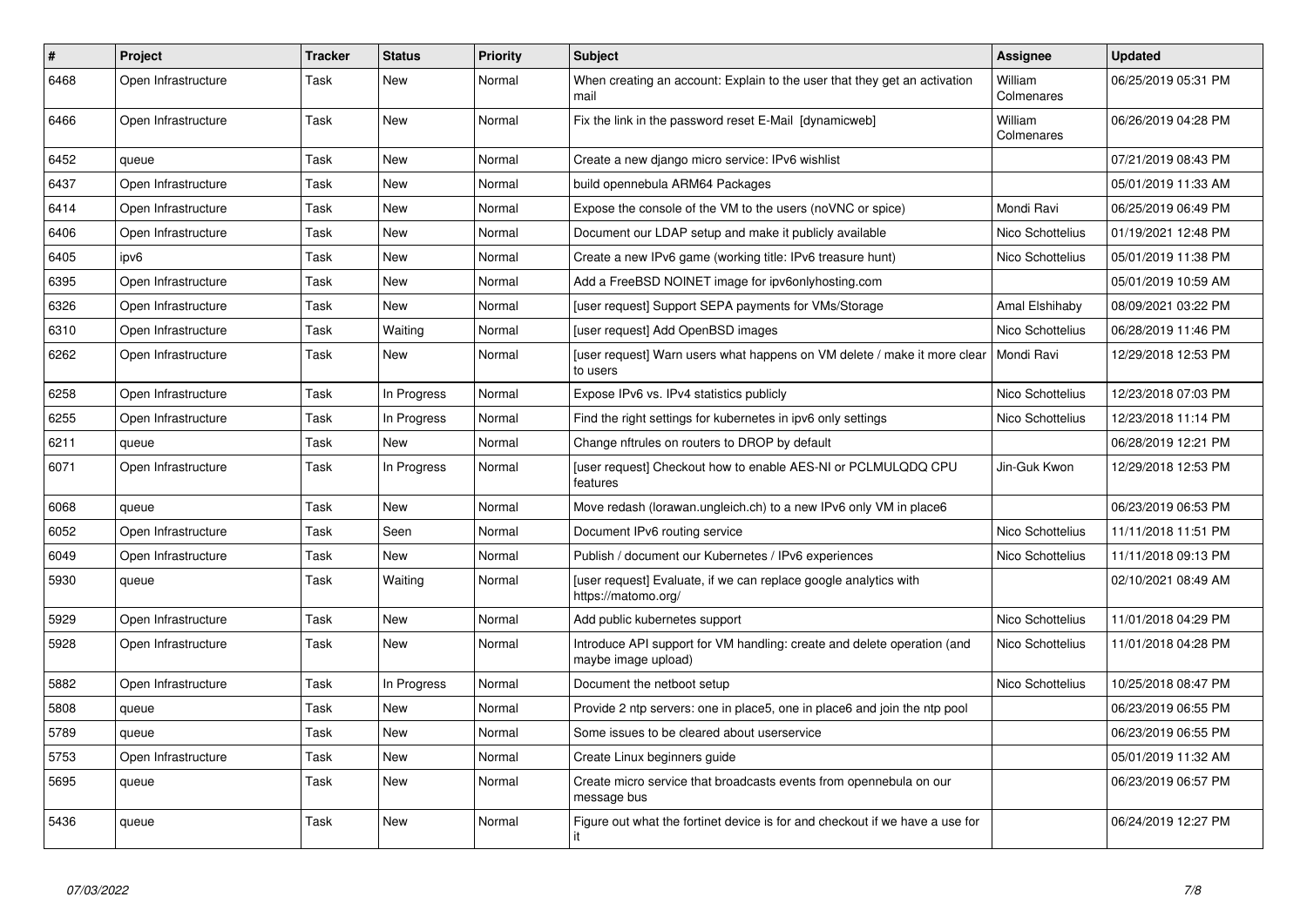| # | Project | Tracker | Status | Priority | Subject | Assignee | Updated |
|---|---|---|---|---|---|---|---|
| 6468 | Open Infrastructure | Task | New | Normal | When creating an account: Explain to the user that they get an activation mail | William Colmenares | 06/25/2019 05:31 PM |
| 6466 | Open Infrastructure | Task | New | Normal | Fix the link in the password reset E-Mail [dynamicweb] | William Colmenares | 06/26/2019 04:28 PM |
| 6452 | queue | Task | New | Normal | Create a new django micro service: IPv6 wishlist | | 07/21/2019 08:43 PM |
| 6437 | Open Infrastructure | Task | New | Normal | build opennebula ARM64 Packages | | 05/01/2019 11:33 AM |
| 6414 | Open Infrastructure | Task | New | Normal | Expose the console of the VM to the users (noVNC or spice) | Mondi Ravi | 06/25/2019 06:49 PM |
| 6406 | Open Infrastructure | Task | New | Normal | Document our LDAP setup and make it publicly available | Nico Schottelius | 01/19/2021 12:48 PM |
| 6405 | ipv6 | Task | New | Normal | Create a new IPv6 game (working title: IPv6 treasure hunt) | Nico Schottelius | 05/01/2019 11:38 PM |
| 6395 | Open Infrastructure | Task | New | Normal | Add a FreeBSD NOINET image for ipv6onlyhosting.com | | 05/01/2019 10:59 AM |
| 6326 | Open Infrastructure | Task | New | Normal | [user request] Support SEPA payments for VMs/Storage | Amal Elshihaby | 08/09/2021 03:22 PM |
| 6310 | Open Infrastructure | Task | Waiting | Normal | [user request] Add OpenBSD images | Nico Schottelius | 06/28/2019 11:46 PM |
| 6262 | Open Infrastructure | Task | New | Normal | [user request] Warn users what happens on VM delete / make it more clear to users | Mondi Ravi | 12/29/2018 12:53 PM |
| 6258 | Open Infrastructure | Task | In Progress | Normal | Expose IPv6 vs. IPv4 statistics publicly | Nico Schottelius | 12/23/2018 07:03 PM |
| 6255 | Open Infrastructure | Task | In Progress | Normal | Find the right settings for kubernetes in ipv6 only settings | Nico Schottelius | 12/23/2018 11:14 PM |
| 6211 | queue | Task | New | Normal | Change nftrules on routers to DROP by default | | 06/28/2019 12:21 PM |
| 6071 | Open Infrastructure | Task | In Progress | Normal | [user request] Checkout how to enable AES-NI or PCLMULQDQ CPU features | Jin-Guk Kwon | 12/29/2018 12:53 PM |
| 6068 | queue | Task | New | Normal | Move redash (lorawan.ungleich.ch) to a new IPv6 only VM in place6 | | 06/23/2019 06:53 PM |
| 6052 | Open Infrastructure | Task | Seen | Normal | Document IPv6 routing service | Nico Schottelius | 11/11/2018 11:51 PM |
| 6049 | Open Infrastructure | Task | New | Normal | Publish / document our Kubernetes / IPv6 experiences | Nico Schottelius | 11/11/2018 09:13 PM |
| 5930 | queue | Task | Waiting | Normal | [user request] Evaluate, if we can replace google analytics with https://matomo.org/ | | 02/10/2021 08:49 AM |
| 5929 | Open Infrastructure | Task | New | Normal | Add public kubernetes support | Nico Schottelius | 11/01/2018 04:29 PM |
| 5928 | Open Infrastructure | Task | New | Normal | Introduce API support for VM handling: create and delete operation (and maybe image upload) | Nico Schottelius | 11/01/2018 04:28 PM |
| 5882 | Open Infrastructure | Task | In Progress | Normal | Document the netboot setup | Nico Schottelius | 10/25/2018 08:47 PM |
| 5808 | queue | Task | New | Normal | Provide 2 ntp servers: one in place5, one in place6 and join the ntp pool | | 06/23/2019 06:55 PM |
| 5789 | queue | Task | New | Normal | Some issues to be cleared about userservice | | 06/23/2019 06:55 PM |
| 5753 | Open Infrastructure | Task | New | Normal | Create Linux beginners guide | | 05/01/2019 11:32 AM |
| 5695 | queue | Task | New | Normal | Create micro service that broadcasts events from opennebula on our message bus | | 06/23/2019 06:57 PM |
| 5436 | queue | Task | New | Normal | Figure out what the fortinet device is for and checkout if we have a use for it | | 06/24/2019 12:27 PM |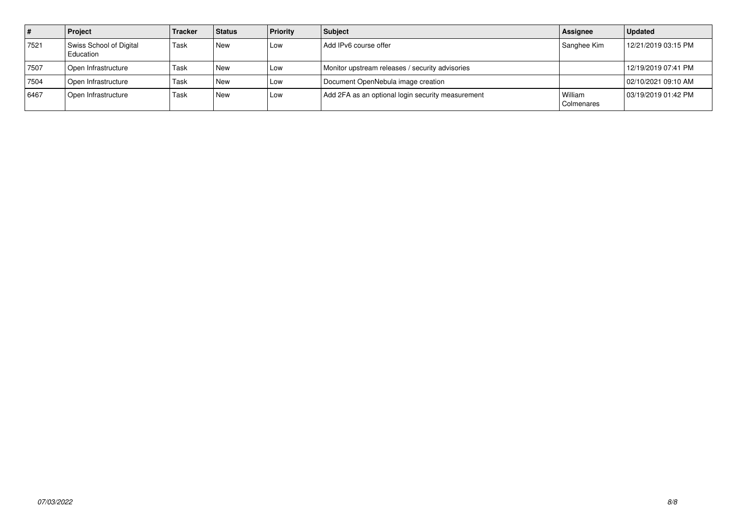| # | Project | Tracker | Status | Priority | Subject | Assignee | Updated |
|---|---|---|---|---|---|---|---|
| 7521 | Swiss School of Digital Education | Task | New | Low | Add IPv6 course offer | Sanghee Kim | 12/21/2019 03:15 PM |
| 7507 | Open Infrastructure | Task | New | Low | Monitor upstream releases / security advisories | | 12/19/2019 07:41 PM |
| 7504 | Open Infrastructure | Task | New | Low | Document OpenNebula image creation | | 02/10/2021 09:10 AM |
| 6467 | Open Infrastructure | Task | New | Low | Add 2FA as an optional login security measurement | William Colmenares | 03/19/2019 01:42 PM |